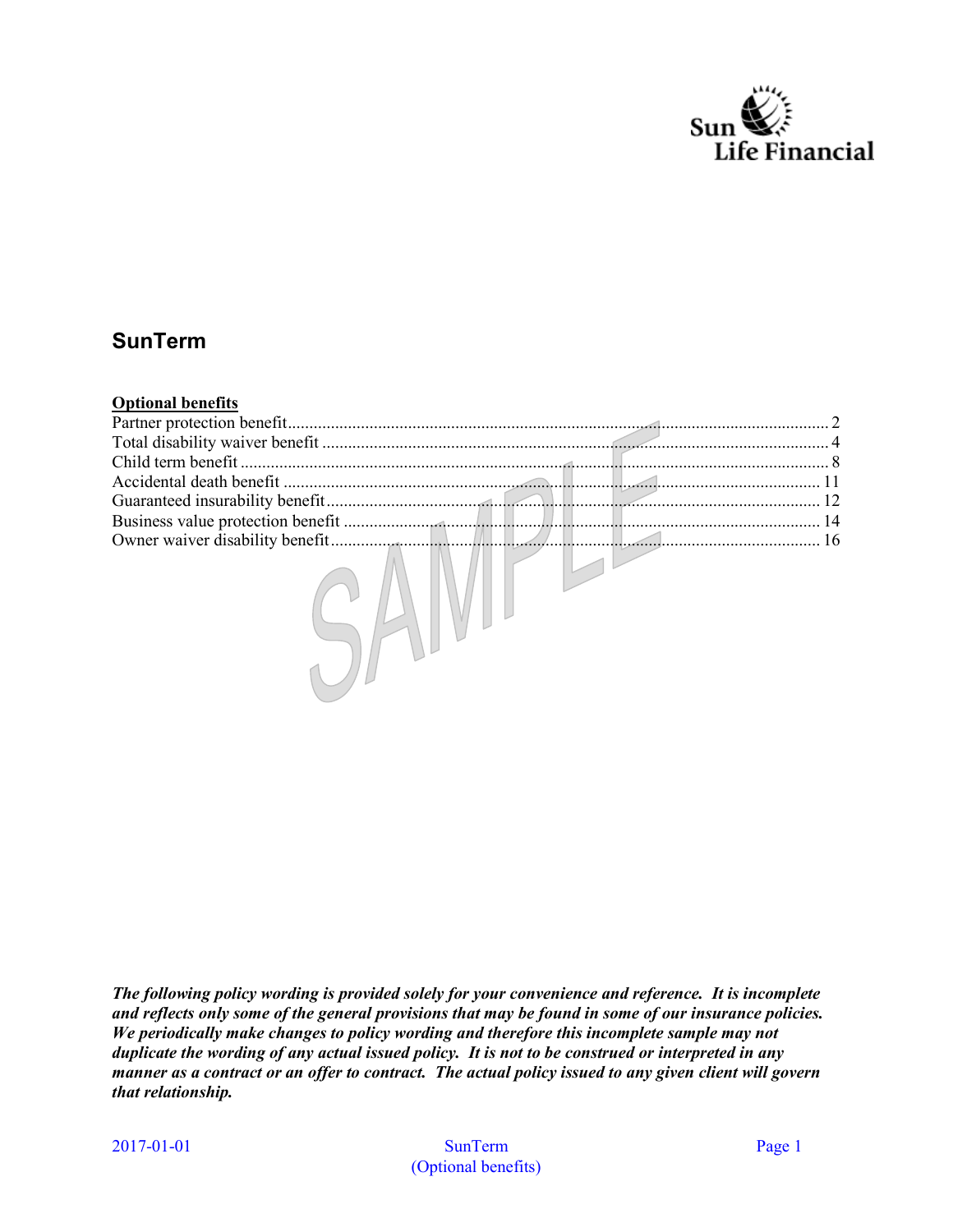# SunTerm

**Optional benefits**

| Benefit | Page |
| --- | --- |
| Partner protection benefit | 2 |
| Total disability waiver benefit | 4 |
| Child term benefit | 8 |
| Accidental death benefit | 11 |
| Guaranteed insurability benefit | 12 |
| Business value protection benefit | 14 |
| Owner waiver disability benefit | 16 |

***The following policy wording is provided solely for your convenience and reference. It is incomplete and reflects only some of the general provisions that may be found in some of our insurance policies. We periodically make changes to policy wording and therefore this incomplete sample may not duplicate the wording of any actual issued policy. It is not to be construed or interpreted in any manner as a contract or an offer to contract. The actual policy issued to any given client will govern that relationship.***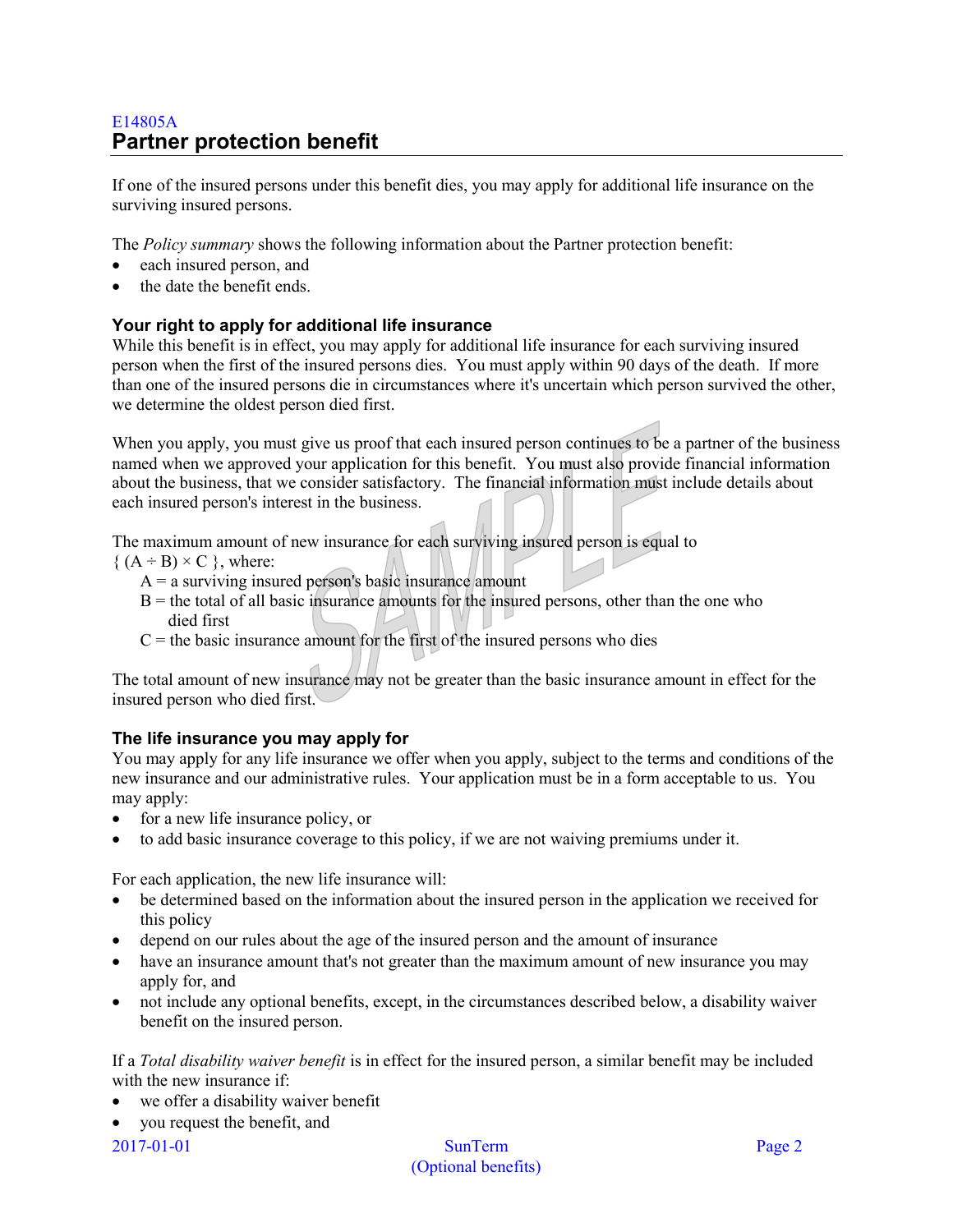E14805A

## Partner protection benefit

If one of the insured persons under this benefit dies, you may apply for additional life insurance on the surviving insured persons.

The *Policy summary* shows the following information about the Partner protection benefit:

- each insured person, and
- the date the benefit ends.

### Your right to apply for additional life insurance

While this benefit is in effect, you may apply for additional life insurance for each surviving insured person when the first of the insured persons dies. You must apply within 90 days of the death. If more than one of the insured persons die in circumstances where it's uncertain which person survived the other, we determine the oldest person died first.

When you apply, you must give us proof that each insured person continues to be a partner of the business named when we approved your application for this benefit. You must also provide financial information about the business, that we consider satisfactory. The financial information must include details about each insured person's interest in the business.

The maximum amount of new insurance for each surviving insured person is equal to $\{ (A \div B) \times C \}$, where:

$A$ = a surviving insured person's basic insurance amount
$B$ = the total of all basic insurance amounts for the insured persons, other than the one who died first
$C$ = the basic insurance amount for the first of the insured persons who dies

The total amount of new insurance may not be greater than the basic insurance amount in effect for the insured person who died first.

### The life insurance you may apply for

You may apply for any life insurance we offer when you apply, subject to the terms and conditions of the new insurance and our administrative rules. Your application must be in a form acceptable to us. You may apply:

- for a new life insurance policy, or
- to add basic insurance coverage to this policy, if we are not waiving premiums under it.

For each application, the new life insurance will:

- be determined based on the information about the insured person in the application we received for this policy
- depend on our rules about the age of the insured person and the amount of insurance
- have an insurance amount that's not greater than the maximum amount of new insurance you may apply for, and
- not include any optional benefits, except, in the circumstances described below, a disability waiver benefit on the insured person.

If a *Total disability waiver benefit* is in effect for the insured person, a similar benefit may be included with the new insurance if:

- we offer a disability waiver benefit
- you request the benefit, and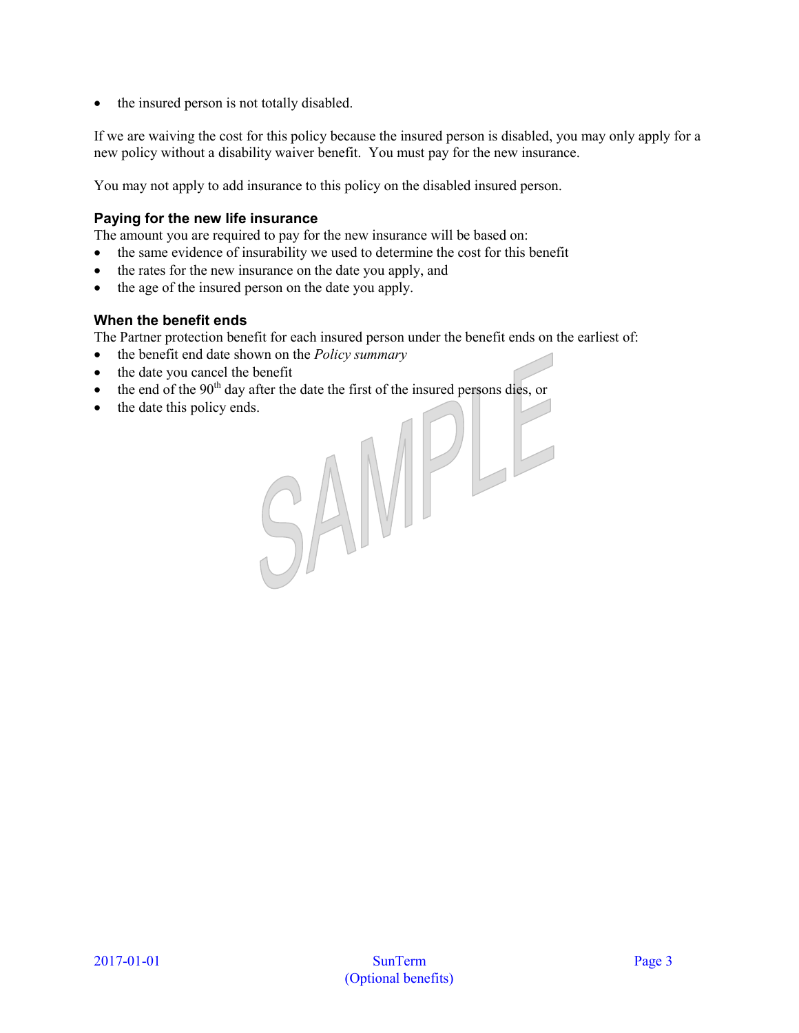- the insured person is not totally disabled.

If we are waiving the cost for this policy because the insured person is disabled, you may only apply for a new policy without a disability waiver benefit. You must pay for the new insurance.

You may not apply to add insurance to this policy on the disabled insured person.

### Paying for the new life insurance

The amount you are required to pay for the new insurance will be based on:

- the same evidence of insurability we used to determine the cost for this benefit
- the rates for the new insurance on the date you apply, and
- the age of the insured person on the date you apply.

### When the benefit ends

The Partner protection benefit for each insured person under the benefit ends on the earliest of:

- the benefit end date shown on the *Policy summary*
- the date you cancel the benefit
- the end of the 90th day after the date the first of the insured persons dies, or
- the date this policy ends.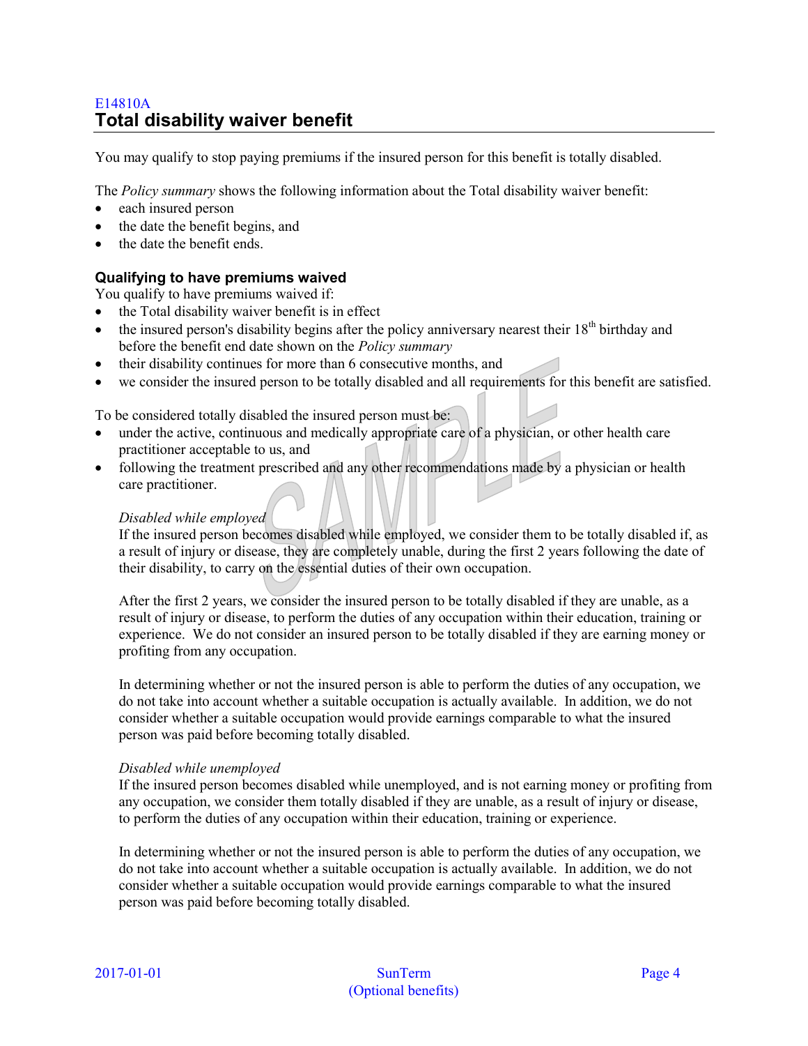E14810A

## Total disability waiver benefit

You may qualify to stop paying premiums if the insured person for this benefit is totally disabled.

The *Policy summary* shows the following information about the Total disability waiver benefit:

- each insured person
- the date the benefit begins, and
- the date the benefit ends.

### Qualifying to have premiums waived

You qualify to have premiums waived if:

- the Total disability waiver benefit is in effect
- the insured person's disability begins after the policy anniversary nearest their 18th birthday and before the benefit end date shown on the *Policy summary*
- their disability continues for more than 6 consecutive months, and
- we consider the insured person to be totally disabled and all requirements for this benefit are satisfied.

To be considered totally disabled the insured person must be:

- under the active, continuous and medically appropriate care of a physician, or other health care practitioner acceptable to us, and
- following the treatment prescribed and any other recommendations made by a physician or health care practitioner.

*Disabled while employed*

If the insured person becomes disabled while employed, we consider them to be totally disabled if, as a result of injury or disease, they are completely unable, during the first 2 years following the date of their disability, to carry on the essential duties of their own occupation.

After the first 2 years, we consider the insured person to be totally disabled if they are unable, as a result of injury or disease, to perform the duties of any occupation within their education, training or experience. We do not consider an insured person to be totally disabled if they are earning money or profiting from any occupation.

In determining whether or not the insured person is able to perform the duties of any occupation, we do not take into account whether a suitable occupation is actually available. In addition, we do not consider whether a suitable occupation would provide earnings comparable to what the insured person was paid before becoming totally disabled.

*Disabled while unemployed*

If the insured person becomes disabled while unemployed, and is not earning money or profiting from any occupation, we consider them totally disabled if they are unable, as a result of injury or disease, to perform the duties of any occupation within their education, training or experience.

In determining whether or not the insured person is able to perform the duties of any occupation, we do not take into account whether a suitable occupation is actually available. In addition, we do not consider whether a suitable occupation would provide earnings comparable to what the insured person was paid before becoming totally disabled.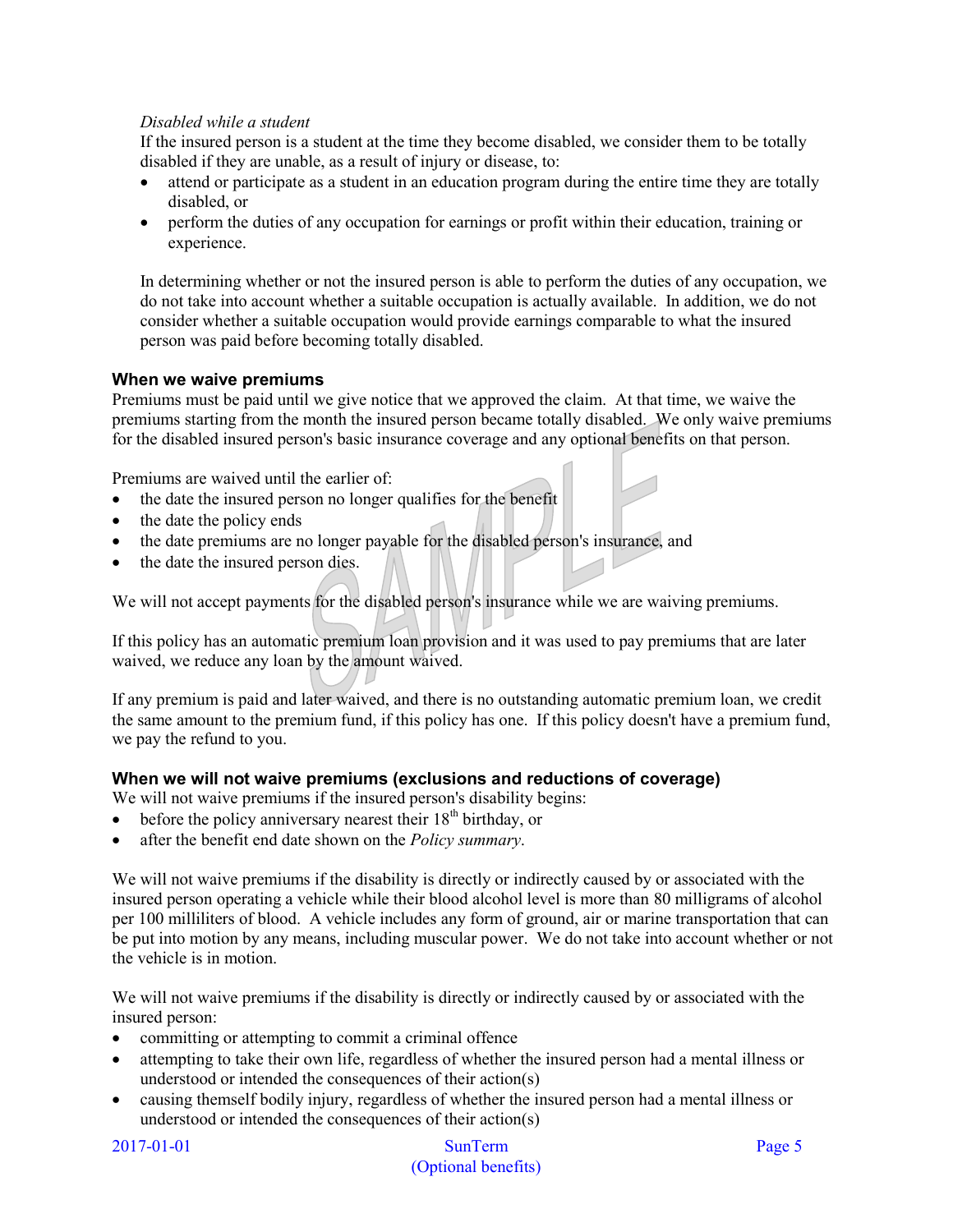*Disabled while a student*

If the insured person is a student at the time they become disabled, we consider them to be totally disabled if they are unable, as a result of injury or disease, to:

- attend or participate as a student in an education program during the entire time they are totally disabled, or
- perform the duties of any occupation for earnings or profit within their education, training or experience.

In determining whether or not the insured person is able to perform the duties of any occupation, we do not take into account whether a suitable occupation is actually available. In addition, we do not consider whether a suitable occupation would provide earnings comparable to what the insured person was paid before becoming totally disabled.

### When we waive premiums

Premiums must be paid until we give notice that we approved the claim. At that time, we waive the premiums starting from the month the insured person became totally disabled. We only waive premiums for the disabled insured person's basic insurance coverage and any optional benefits on that person.

Premiums are waived until the earlier of:

- the date the insured person no longer qualifies for the benefit
- the date the policy ends
- the date premiums are no longer payable for the disabled person's insurance, and
- the date the insured person dies.

We will not accept payments for the disabled person's insurance while we are waiving premiums.

If this policy has an automatic premium loan provision and it was used to pay premiums that are later waived, we reduce any loan by the amount waived.

If any premium is paid and later waived, and there is no outstanding automatic premium loan, we credit the same amount to the premium fund, if this policy has one. If this policy doesn't have a premium fund, we pay the refund to you.

### When we will not waive premiums (exclusions and reductions of coverage)

We will not waive premiums if the insured person's disability begins:

- before the policy anniversary nearest their 18th birthday, or
- after the benefit end date shown on the *Policy summary*.

We will not waive premiums if the disability is directly or indirectly caused by or associated with the insured person operating a vehicle while their blood alcohol level is more than 80 milligrams of alcohol per 100 milliliters of blood. A vehicle includes any form of ground, air or marine transportation that can be put into motion by any means, including muscular power. We do not take into account whether or not the vehicle is in motion.

We will not waive premiums if the disability is directly or indirectly caused by or associated with the insured person:

- committing or attempting to commit a criminal offence
- attempting to take their own life, regardless of whether the insured person had a mental illness or understood or intended the consequences of their action(s)
- causing themself bodily injury, regardless of whether the insured person had a mental illness or understood or intended the consequences of their action(s)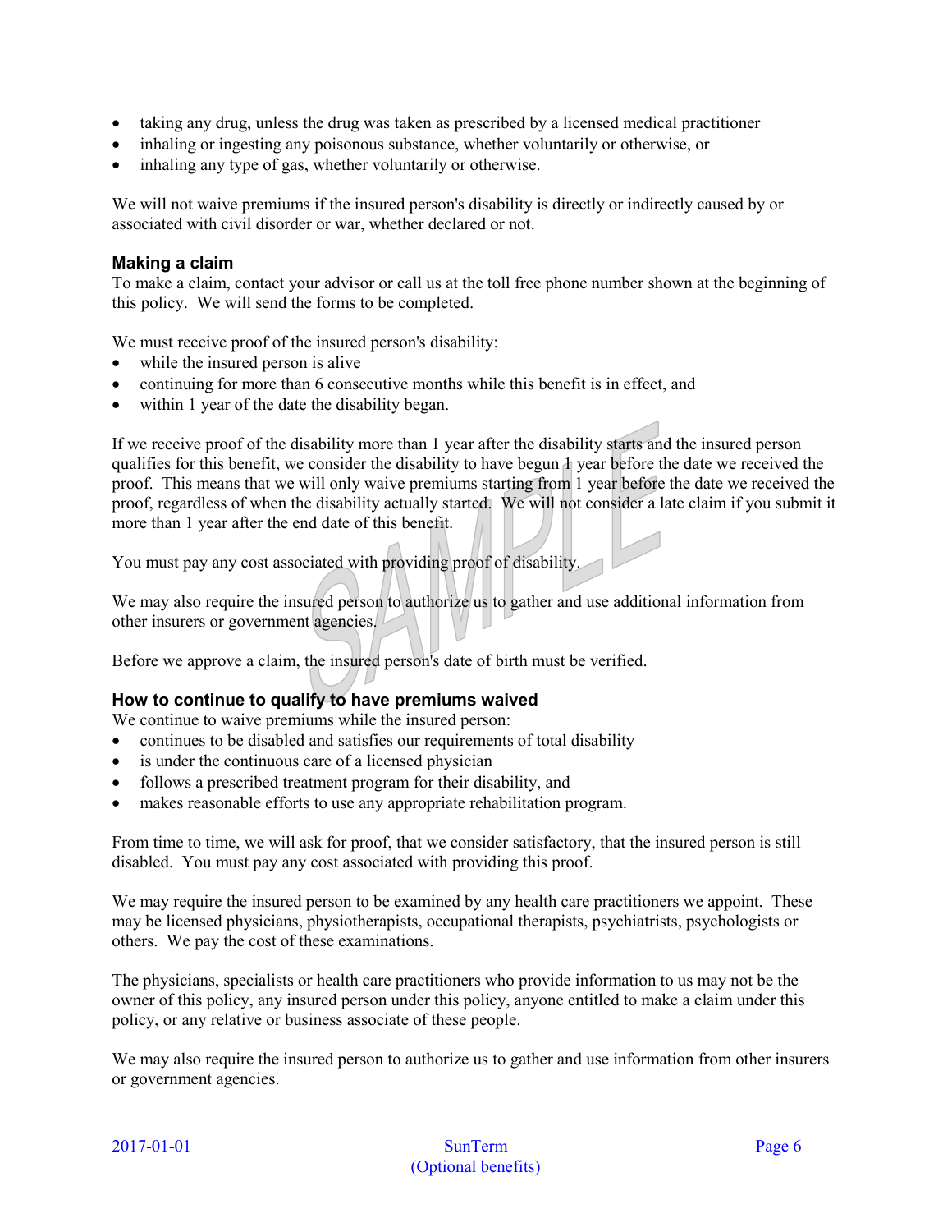- taking any drug, unless the drug was taken as prescribed by a licensed medical practitioner
- inhaling or ingesting any poisonous substance, whether voluntarily or otherwise, or
- inhaling any type of gas, whether voluntarily or otherwise.

We will not waive premiums if the insured person's disability is directly or indirectly caused by or associated with civil disorder or war, whether declared or not.

### Making a claim

To make a claim, contact your advisor or call us at the toll free phone number shown at the beginning of this policy. We will send the forms to be completed.

We must receive proof of the insured person's disability:

- while the insured person is alive
- continuing for more than 6 consecutive months while this benefit is in effect, and
- within 1 year of the date the disability began.

If we receive proof of the disability more than 1 year after the disability starts and the insured person qualifies for this benefit, we consider the disability to have begun 1 year before the date we received the proof. This means that we will only waive premiums starting from 1 year before the date we received the proof, regardless of when the disability actually started. We will not consider a late claim if you submit it more than 1 year after the end date of this benefit.

You must pay any cost associated with providing proof of disability.

We may also require the insured person to authorize us to gather and use additional information from other insurers or government agencies.

Before we approve a claim, the insured person's date of birth must be verified.

### How to continue to qualify to have premiums waived

We continue to waive premiums while the insured person:

- continues to be disabled and satisfies our requirements of total disability
- is under the continuous care of a licensed physician
- follows a prescribed treatment program for their disability, and
- makes reasonable efforts to use any appropriate rehabilitation program.

From time to time, we will ask for proof, that we consider satisfactory, that the insured person is still disabled. You must pay any cost associated with providing this proof.

We may require the insured person to be examined by any health care practitioners we appoint. These may be licensed physicians, physiotherapists, occupational therapists, psychiatrists, psychologists or others. We pay the cost of these examinations.

The physicians, specialists or health care practitioners who provide information to us may not be the owner of this policy, any insured person under this policy, anyone entitled to make a claim under this policy, or any relative or business associate of these people.

We may also require the insured person to authorize us to gather and use information from other insurers or government agencies.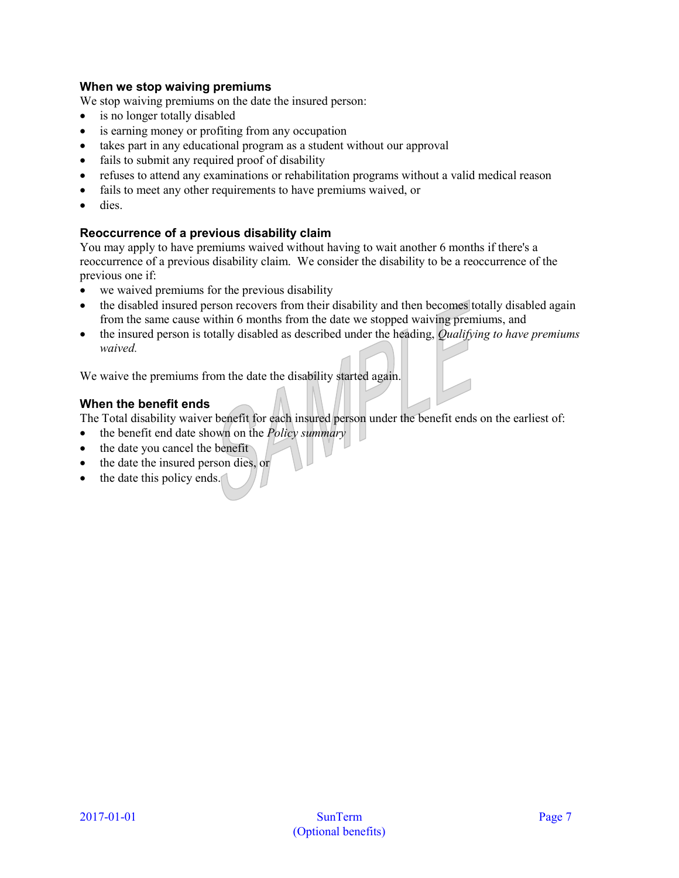### When we stop waiving premiums

We stop waiving premiums on the date the insured person:

- is no longer totally disabled
- is earning money or profiting from any occupation
- takes part in any educational program as a student without our approval
- fails to submit any required proof of disability
- refuses to attend any examinations or rehabilitation programs without a valid medical reason
- fails to meet any other requirements to have premiums waived, or
- dies.

### Reoccurrence of a previous disability claim

You may apply to have premiums waived without having to wait another 6 months if there's a reoccurrence of a previous disability claim. We consider the disability to be a reoccurrence of the previous one if:

- we waived premiums for the previous disability
- the disabled insured person recovers from their disability and then becomes totally disabled again from the same cause within 6 months from the date we stopped waiving premiums, and
- the insured person is totally disabled as described under the heading, *Qualifying to have premiums waived.*

We waive the premiums from the date the disability started again.

### When the benefit ends

The Total disability waiver benefit for each insured person under the benefit ends on the earliest of:

- the benefit end date shown on the *Policy summary*
- the date you cancel the benefit
- the date the insured person dies, or
- the date this policy ends.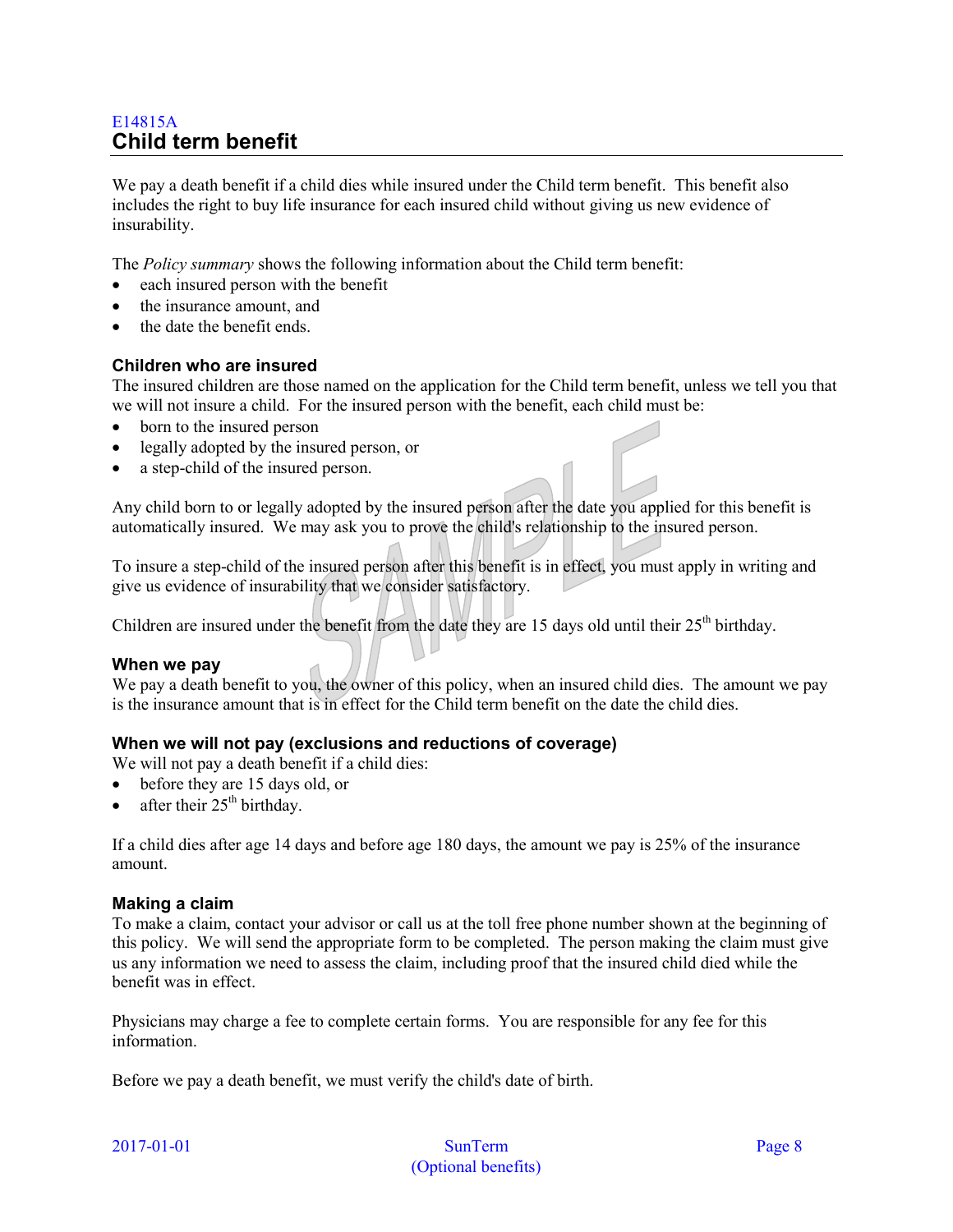E14815A

# Child term benefit

We pay a death benefit if a child dies while insured under the Child term benefit. This benefit also includes the right to buy life insurance for each insured child without giving us new evidence of insurability.

The *Policy summary* shows the following information about the Child term benefit:

- each insured person with the benefit
- the insurance amount, and
- the date the benefit ends.

### Children who are insured

The insured children are those named on the application for the Child term benefit, unless we tell you that we will not insure a child. For the insured person with the benefit, each child must be:

- born to the insured person
- legally adopted by the insured person, or
- a step-child of the insured person.

Any child born to or legally adopted by the insured person after the date you applied for this benefit is automatically insured. We may ask you to prove the child's relationship to the insured person.

To insure a step-child of the insured person after this benefit is in effect, you must apply in writing and give us evidence of insurability that we consider satisfactory.

Children are insured under the benefit from the date they are 15 days old until their 25th birthday.

### When we pay

We pay a death benefit to you, the owner of this policy, when an insured child dies. The amount we pay is the insurance amount that is in effect for the Child term benefit on the date the child dies.

### When we will not pay (exclusions and reductions of coverage)

We will not pay a death benefit if a child dies:

- before they are 15 days old, or
- after their 25th birthday.

If a child dies after age 14 days and before age 180 days, the amount we pay is 25% of the insurance amount.

### Making a claim

To make a claim, contact your advisor or call us at the toll free phone number shown at the beginning of this policy. We will send the appropriate form to be completed. The person making the claim must give us any information we need to assess the claim, including proof that the insured child died while the benefit was in effect.

Physicians may charge a fee to complete certain forms. You are responsible for any fee for this information.

Before we pay a death benefit, we must verify the child's date of birth.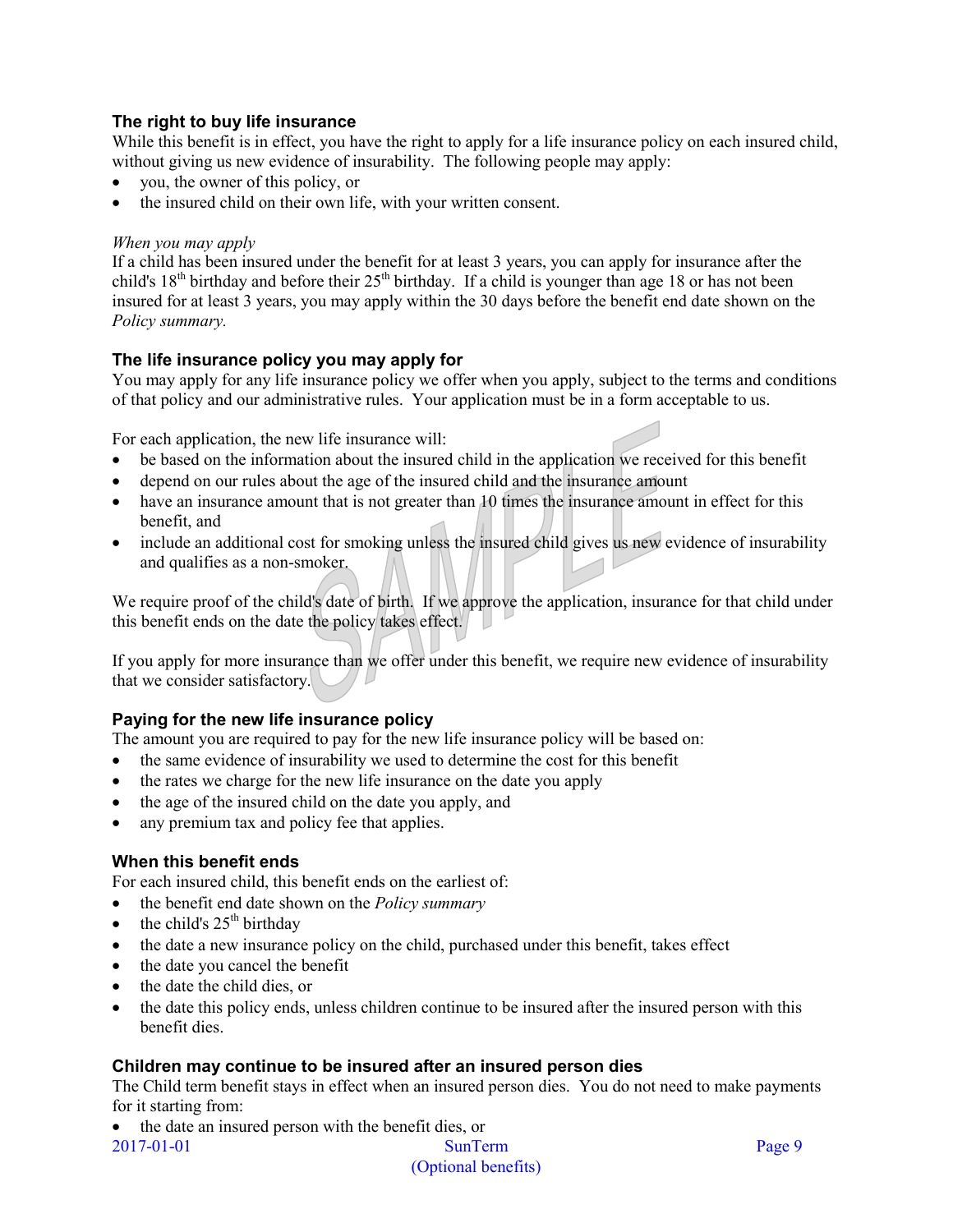### The right to buy life insurance

While this benefit is in effect, you have the right to apply for a life insurance policy on each insured child, without giving us new evidence of insurability. The following people may apply:

- you, the owner of this policy, or
- the insured child on their own life, with your written consent.

*When you may apply*

If a child has been insured under the benefit for at least 3 years, you can apply for insurance after the child's 18th birthday and before their 25th birthday. If a child is younger than age 18 or has not been insured for at least 3 years, you may apply within the 30 days before the benefit end date shown on the *Policy summary.*

### The life insurance policy you may apply for

You may apply for any life insurance policy we offer when you apply, subject to the terms and conditions of that policy and our administrative rules. Your application must be in a form acceptable to us.

For each application, the new life insurance will:

- be based on the information about the insured child in the application we received for this benefit
- depend on our rules about the age of the insured child and the insurance amount
- have an insurance amount that is not greater than 10 times the insurance amount in effect for this benefit, and
- include an additional cost for smoking unless the insured child gives us new evidence of insurability and qualifies as a non-smoker.

We require proof of the child's date of birth. If we approve the application, insurance for that child under this benefit ends on the date the policy takes effect.

If you apply for more insurance than we offer under this benefit, we require new evidence of insurability that we consider satisfactory.

### Paying for the new life insurance policy

The amount you are required to pay for the new life insurance policy will be based on:

- the same evidence of insurability we used to determine the cost for this benefit
- the rates we charge for the new life insurance on the date you apply
- the age of the insured child on the date you apply, and
- any premium tax and policy fee that applies.

### When this benefit ends

For each insured child, this benefit ends on the earliest of:

- the benefit end date shown on the *Policy summary*
- the child's 25th birthday
- the date a new insurance policy on the child, purchased under this benefit, takes effect
- the date you cancel the benefit
- the date the child dies, or
- the date this policy ends, unless children continue to be insured after the insured person with this benefit dies.

### Children may continue to be insured after an insured person dies

The Child term benefit stays in effect when an insured person dies. You do not need to make payments for it starting from:

- the date an insured person with the benefit dies, or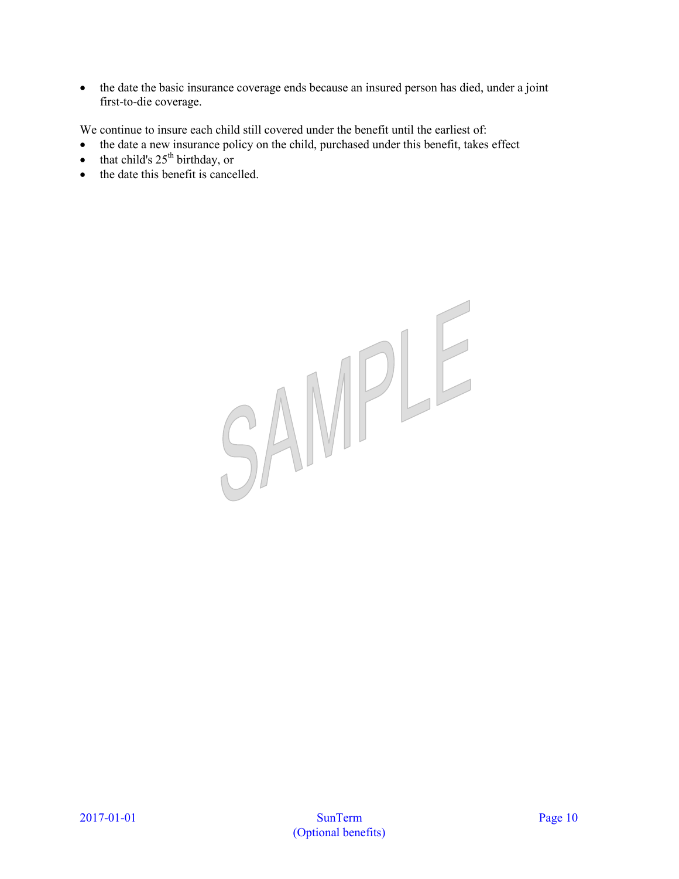- the date the basic insurance coverage ends because an insured person has died, under a joint first-to-die coverage.

We continue to insure each child still covered under the benefit until the earliest of:

- the date a new insurance policy on the child, purchased under this benefit, takes effect
- that child's 25th birthday, or
- the date this benefit is cancelled.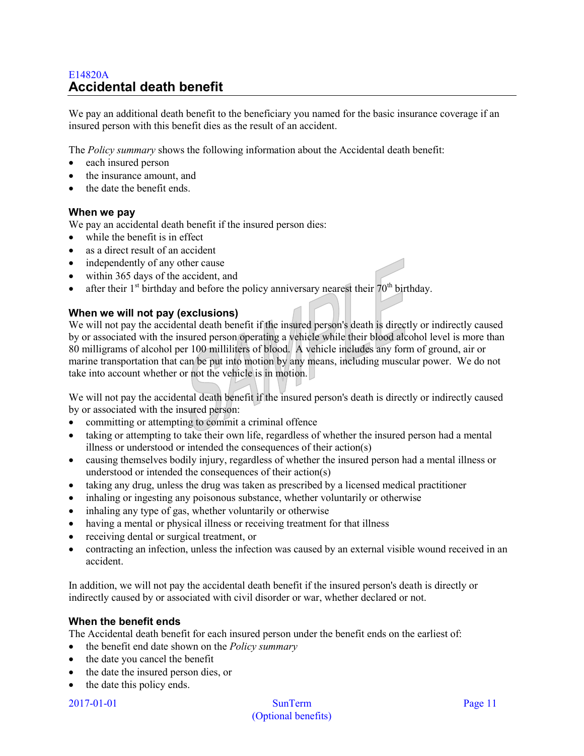E14820A

## Accidental death benefit

We pay an additional death benefit to the beneficiary you named for the basic insurance coverage if an insured person with this benefit dies as the result of an accident.

The *Policy summary* shows the following information about the Accidental death benefit:

- each insured person
- the insurance amount, and
- the date the benefit ends.

### When we pay

We pay an accidental death benefit if the insured person dies:

- while the benefit is in effect
- as a direct result of an accident
- independently of any other cause
- within 365 days of the accident, and
- after their 1st birthday and before the policy anniversary nearest their 70th birthday.

### When we will not pay (exclusions)

We will not pay the accidental death benefit if the insured person's death is directly or indirectly caused by or associated with the insured person operating a vehicle while their blood alcohol level is more than 80 milligrams of alcohol per 100 milliliters of blood. A vehicle includes any form of ground, air or marine transportation that can be put into motion by any means, including muscular power. We do not take into account whether or not the vehicle is in motion.

We will not pay the accidental death benefit if the insured person's death is directly or indirectly caused by or associated with the insured person:

- committing or attempting to commit a criminal offence
- taking or attempting to take their own life, regardless of whether the insured person had a mental illness or understood or intended the consequences of their action(s)
- causing themselves bodily injury, regardless of whether the insured person had a mental illness or understood or intended the consequences of their action(s)
- taking any drug, unless the drug was taken as prescribed by a licensed medical practitioner
- inhaling or ingesting any poisonous substance, whether voluntarily or otherwise
- inhaling any type of gas, whether voluntarily or otherwise
- having a mental or physical illness or receiving treatment for that illness
- receiving dental or surgical treatment, or
- contracting an infection, unless the infection was caused by an external visible wound received in an accident.

In addition, we will not pay the accidental death benefit if the insured person's death is directly or indirectly caused by or associated with civil disorder or war, whether declared or not.

### When the benefit ends

The Accidental death benefit for each insured person under the benefit ends on the earliest of:

- the benefit end date shown on the *Policy summary*
- the date you cancel the benefit
- the date the insured person dies, or
- the date this policy ends.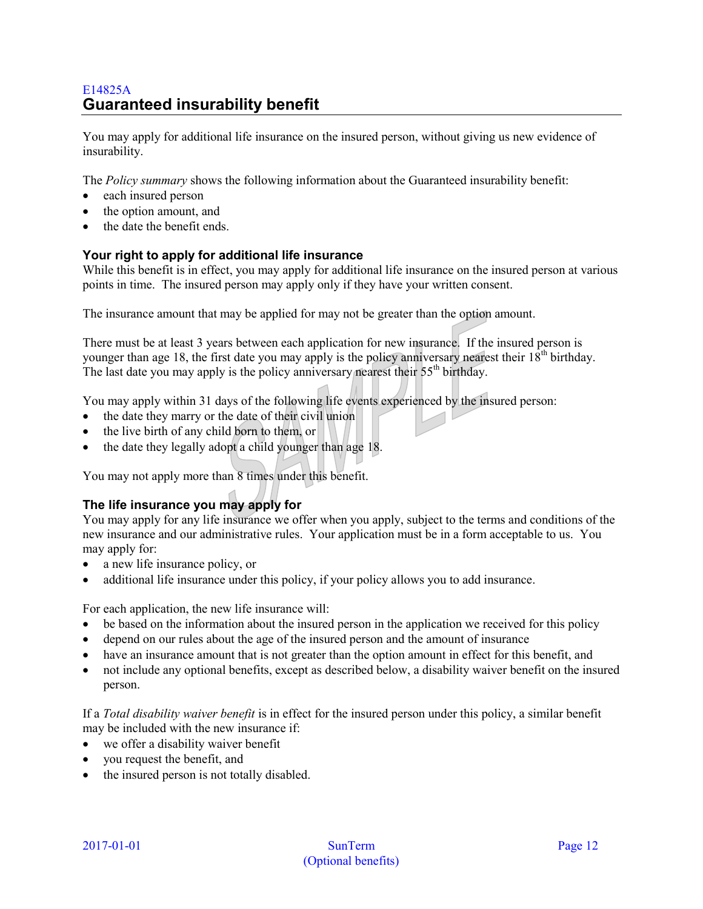E14825A

## Guaranteed insurability benefit

You may apply for additional life insurance on the insured person, without giving us new evidence of insurability.

The *Policy summary* shows the following information about the Guaranteed insurability benefit:

- each insured person
- the option amount, and
- the date the benefit ends.

### Your right to apply for additional life insurance

While this benefit is in effect, you may apply for additional life insurance on the insured person at various points in time. The insured person may apply only if they have your written consent.

The insurance amount that may be applied for may not be greater than the option amount.

There must be at least 3 years between each application for new insurance. If the insured person is younger than age 18, the first date you may apply is the policy anniversary nearest their 18th birthday. The last date you may apply is the policy anniversary nearest their 55th birthday.

You may apply within 31 days of the following life events experienced by the insured person:

- the date they marry or the date of their civil union
- the live birth of any child born to them, or
- the date they legally adopt a child younger than age 18.

You may not apply more than 8 times under this benefit.

### The life insurance you may apply for

You may apply for any life insurance we offer when you apply, subject to the terms and conditions of the new insurance and our administrative rules. Your application must be in a form acceptable to us. You may apply for:

- a new life insurance policy, or
- additional life insurance under this policy, if your policy allows you to add insurance.

For each application, the new life insurance will:

- be based on the information about the insured person in the application we received for this policy
- depend on our rules about the age of the insured person and the amount of insurance
- have an insurance amount that is not greater than the option amount in effect for this benefit, and
- not include any optional benefits, except as described below, a disability waiver benefit on the insured person.

If a *Total disability waiver benefit* is in effect for the insured person under this policy, a similar benefit may be included with the new insurance if:

- we offer a disability waiver benefit
- you request the benefit, and
- the insured person is not totally disabled.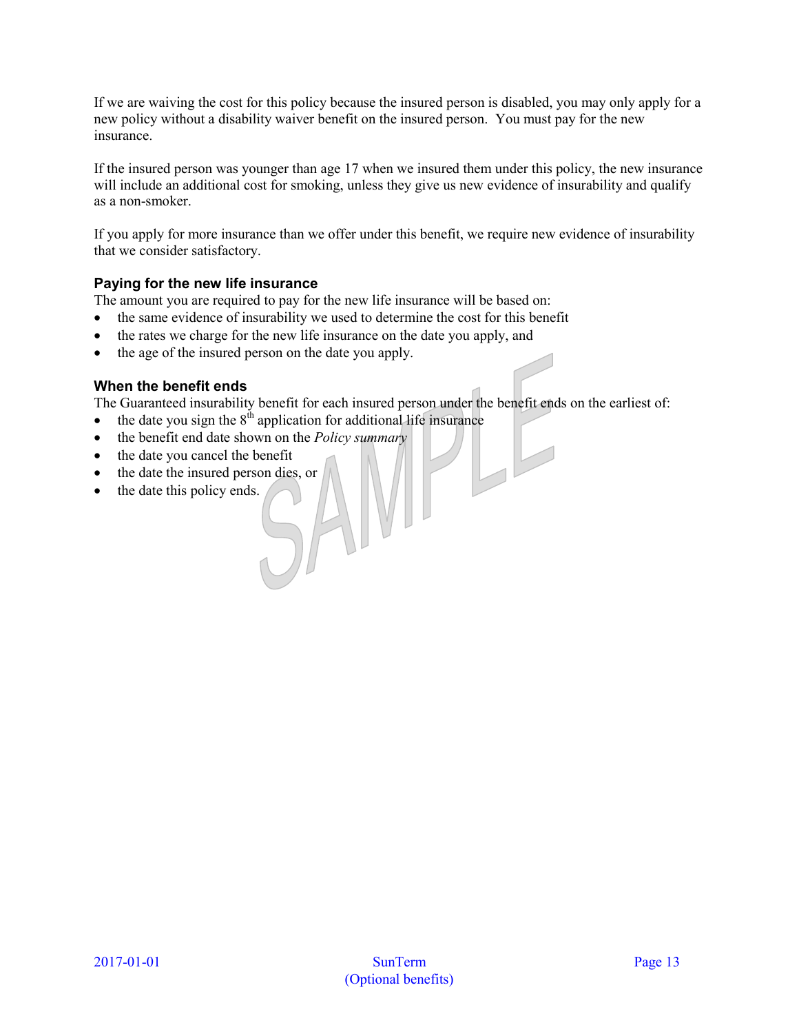If we are waiving the cost for this policy because the insured person is disabled, you may only apply for a new policy without a disability waiver benefit on the insured person. You must pay for the new insurance.

If the insured person was younger than age 17 when we insured them under this policy, the new insurance will include an additional cost for smoking, unless they give us new evidence of insurability and qualify as a non-smoker.

If you apply for more insurance than we offer under this benefit, we require new evidence of insurability that we consider satisfactory.

### Paying for the new life insurance

The amount you are required to pay for the new life insurance will be based on:

- the same evidence of insurability we used to determine the cost for this benefit
- the rates we charge for the new life insurance on the date you apply, and
- the age of the insured person on the date you apply.

### When the benefit ends

The Guaranteed insurability benefit for each insured person under the benefit ends on the earliest of:

- the date you sign the 8th application for additional life insurance
- the benefit end date shown on the *Policy summary*
- the date you cancel the benefit
- the date the insured person dies, or
- the date this policy ends.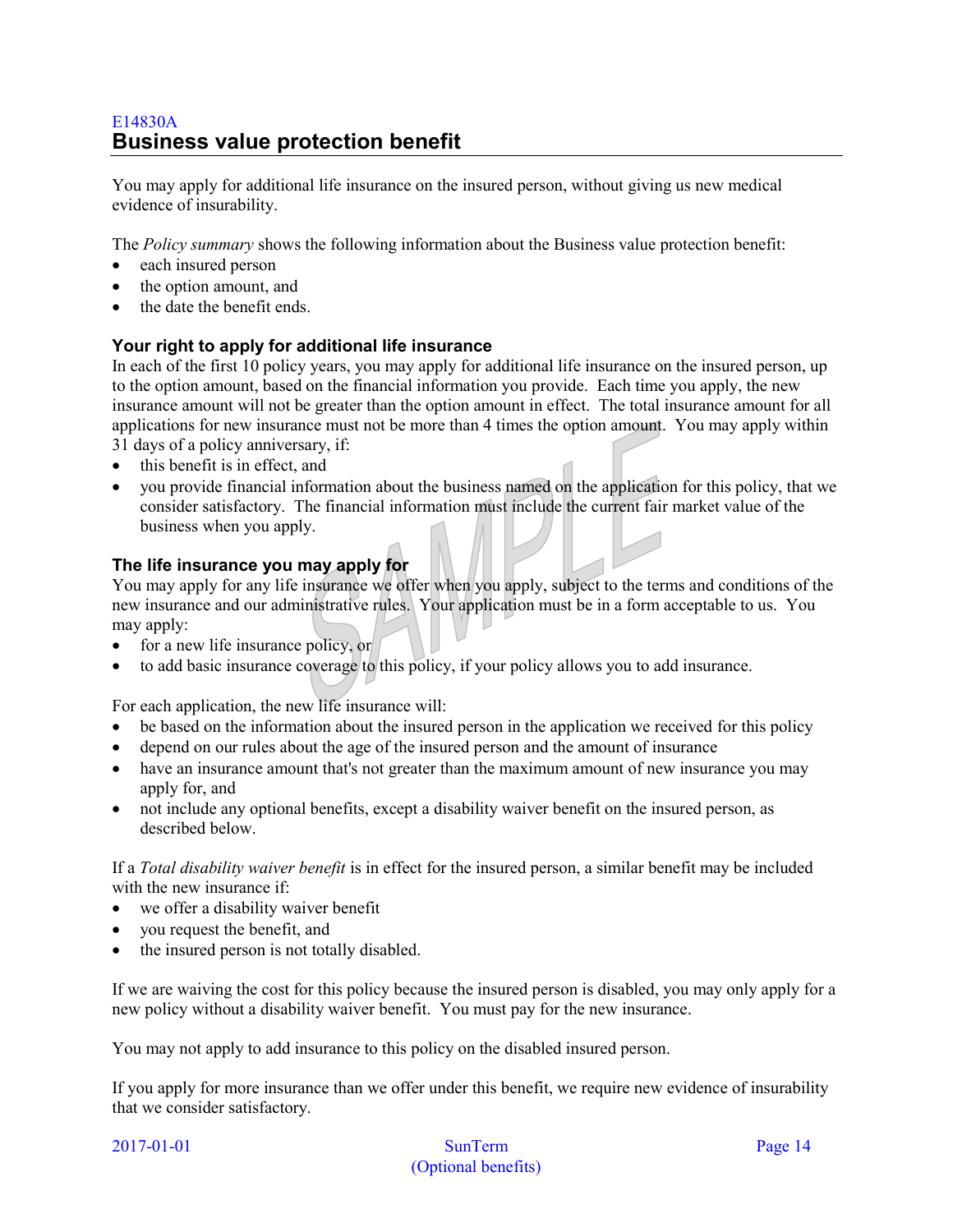E14830A

## Business value protection benefit

You may apply for additional life insurance on the insured person, without giving us new medical evidence of insurability.

The *Policy summary* shows the following information about the Business value protection benefit:

- each insured person
- the option amount, and
- the date the benefit ends.

### Your right to apply for additional life insurance

In each of the first 10 policy years, you may apply for additional life insurance on the insured person, up to the option amount, based on the financial information you provide. Each time you apply, the new insurance amount will not be greater than the option amount in effect. The total insurance amount for all applications for new insurance must not be more than 4 times the option amount. You may apply within 31 days of a policy anniversary, if:

- this benefit is in effect, and
- you provide financial information about the business named on the application for this policy, that we consider satisfactory. The financial information must include the current fair market value of the business when you apply.

### The life insurance you may apply for

You may apply for any life insurance we offer when you apply, subject to the terms and conditions of the new insurance and our administrative rules. Your application must be in a form acceptable to us. You may apply:

- for a new life insurance policy, or
- to add basic insurance coverage to this policy, if your policy allows you to add insurance.

For each application, the new life insurance will:

- be based on the information about the insured person in the application we received for this policy
- depend on our rules about the age of the insured person and the amount of insurance
- have an insurance amount that's not greater than the maximum amount of new insurance you may apply for, and
- not include any optional benefits, except a disability waiver benefit on the insured person, as described below.

If a *Total disability waiver benefit* is in effect for the insured person, a similar benefit may be included with the new insurance if:

- we offer a disability waiver benefit
- you request the benefit, and
- the insured person is not totally disabled.

If we are waiving the cost for this policy because the insured person is disabled, you may only apply for a new policy without a disability waiver benefit. You must pay for the new insurance.

You may not apply to add insurance to this policy on the disabled insured person.

If you apply for more insurance than we offer under this benefit, we require new evidence of insurability that we consider satisfactory.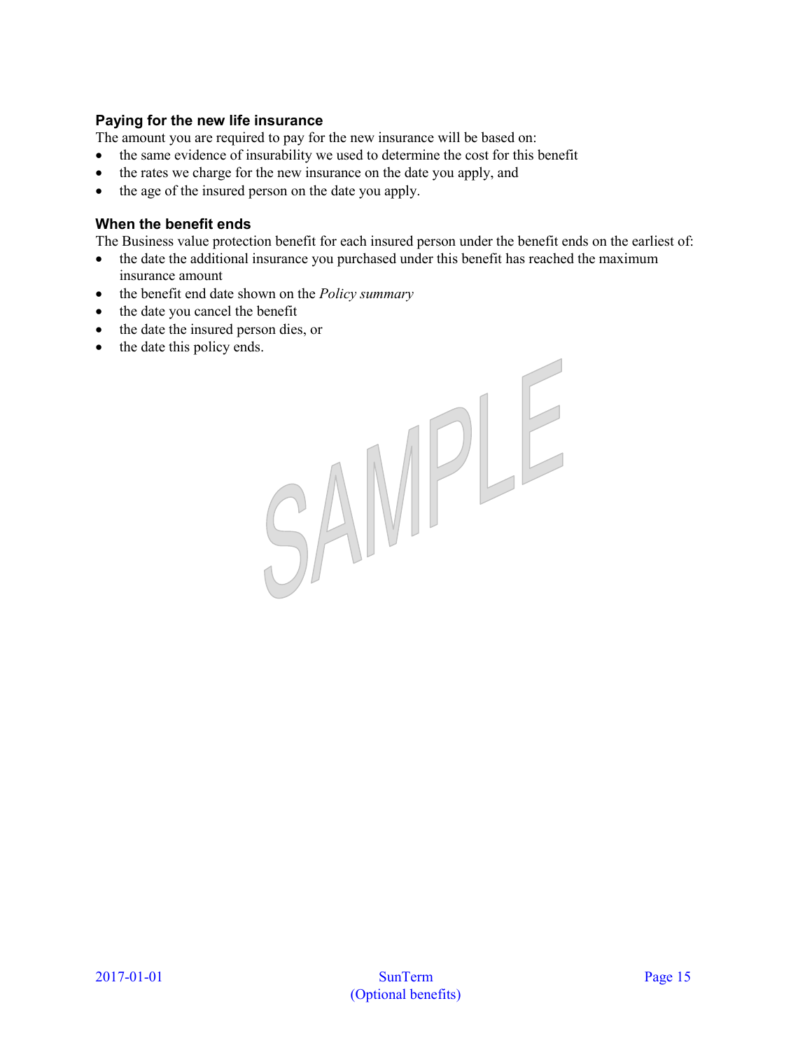### Paying for the new life insurance

The amount you are required to pay for the new insurance will be based on:

- the same evidence of insurability we used to determine the cost for this benefit
- the rates we charge for the new insurance on the date you apply, and
- the age of the insured person on the date you apply.

### When the benefit ends

The Business value protection benefit for each insured person under the benefit ends on the earliest of:

- the date the additional insurance you purchased under this benefit has reached the maximum insurance amount
- the benefit end date shown on the *Policy summary*
- the date you cancel the benefit
- the date the insured person dies, or
- the date this policy ends.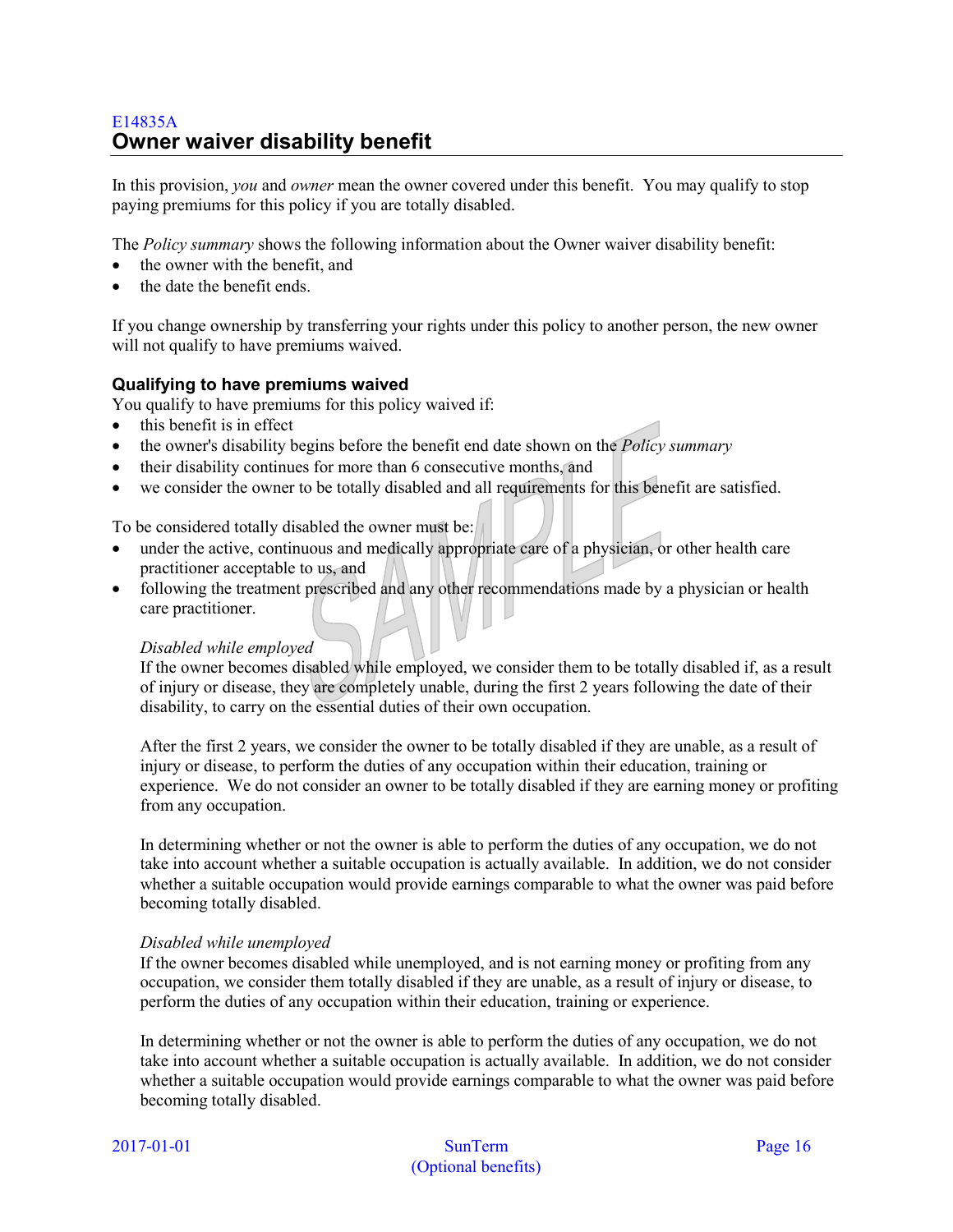E14835A

## Owner waiver disability benefit

In this provision, *you* and *owner* mean the owner covered under this benefit. You may qualify to stop paying premiums for this policy if you are totally disabled.

The *Policy summary* shows the following information about the Owner waiver disability benefit:

- the owner with the benefit, and
- the date the benefit ends.

If you change ownership by transferring your rights under this policy to another person, the new owner will not qualify to have premiums waived.

### Qualifying to have premiums waived

You qualify to have premiums for this policy waived if:

- this benefit is in effect
- the owner's disability begins before the benefit end date shown on the *Policy summary*
- their disability continues for more than 6 consecutive months, and
- we consider the owner to be totally disabled and all requirements for this benefit are satisfied.

To be considered totally disabled the owner must be:

- under the active, continuous and medically appropriate care of a physician, or other health care practitioner acceptable to us, and
- following the treatment prescribed and any other recommendations made by a physician or health care practitioner.

*Disabled while employed*

If the owner becomes disabled while employed, we consider them to be totally disabled if, as a result of injury or disease, they are completely unable, during the first 2 years following the date of their disability, to carry on the essential duties of their own occupation.

After the first 2 years, we consider the owner to be totally disabled if they are unable, as a result of injury or disease, to perform the duties of any occupation within their education, training or experience. We do not consider an owner to be totally disabled if they are earning money or profiting from any occupation.

In determining whether or not the owner is able to perform the duties of any occupation, we do not take into account whether a suitable occupation is actually available. In addition, we do not consider whether a suitable occupation would provide earnings comparable to what the owner was paid before becoming totally disabled.

*Disabled while unemployed*

If the owner becomes disabled while unemployed, and is not earning money or profiting from any occupation, we consider them totally disabled if they are unable, as a result of injury or disease, to perform the duties of any occupation within their education, training or experience.

In determining whether or not the owner is able to perform the duties of any occupation, we do not take into account whether a suitable occupation is actually available. In addition, we do not consider whether a suitable occupation would provide earnings comparable to what the owner was paid before becoming totally disabled.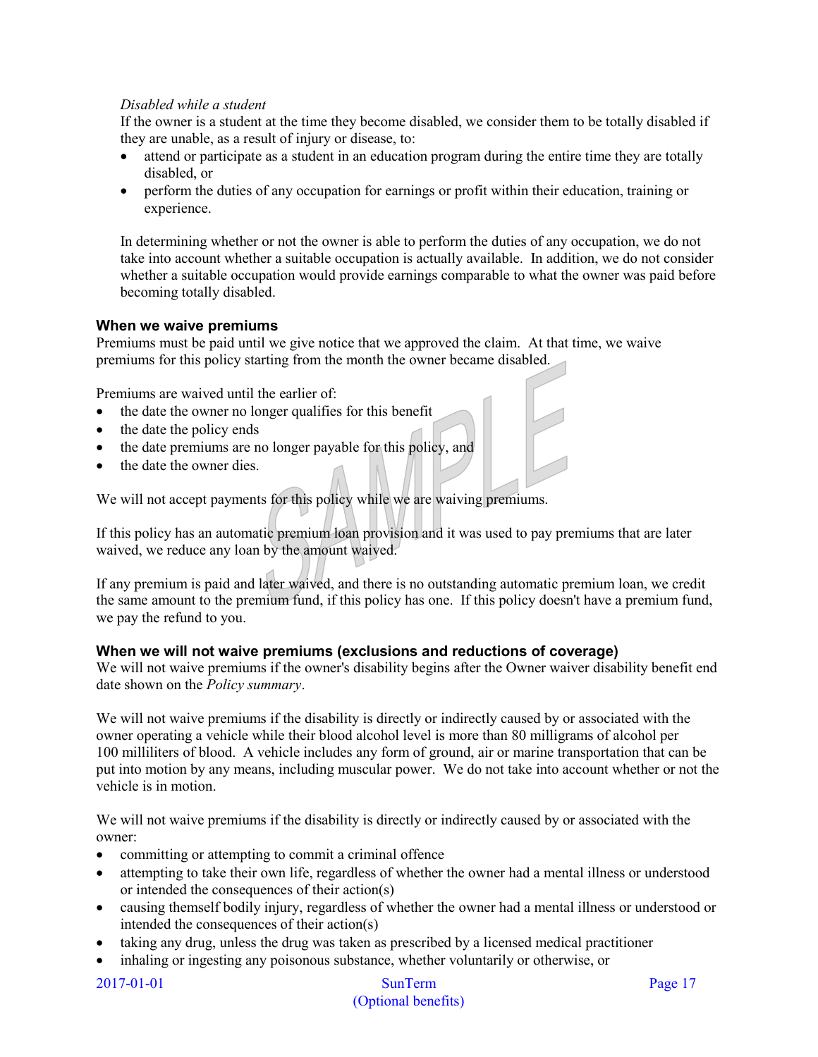*Disabled while a student*

If the owner is a student at the time they become disabled, we consider them to be totally disabled if they are unable, as a result of injury or disease, to:

- attend or participate as a student in an education program during the entire time they are totally disabled, or
- perform the duties of any occupation for earnings or profit within their education, training or experience.

In determining whether or not the owner is able to perform the duties of any occupation, we do not take into account whether a suitable occupation is actually available. In addition, we do not consider whether a suitable occupation would provide earnings comparable to what the owner was paid before becoming totally disabled.

### When we waive premiums

Premiums must be paid until we give notice that we approved the claim. At that time, we waive premiums for this policy starting from the month the owner became disabled.

Premiums are waived until the earlier of:

- the date the owner no longer qualifies for this benefit
- the date the policy ends
- the date premiums are no longer payable for this policy, and
- the date the owner dies.

We will not accept payments for this policy while we are waiving premiums.

If this policy has an automatic premium loan provision and it was used to pay premiums that are later waived, we reduce any loan by the amount waived.

If any premium is paid and later waived, and there is no outstanding automatic premium loan, we credit the same amount to the premium fund, if this policy has one. If this policy doesn't have a premium fund, we pay the refund to you.

### When we will not waive premiums (exclusions and reductions of coverage)

We will not waive premiums if the owner's disability begins after the Owner waiver disability benefit end date shown on the *Policy summary*.

We will not waive premiums if the disability is directly or indirectly caused by or associated with the owner operating a vehicle while their blood alcohol level is more than 80 milligrams of alcohol per 100 milliliters of blood. A vehicle includes any form of ground, air or marine transportation that can be put into motion by any means, including muscular power. We do not take into account whether or not the vehicle is in motion.

We will not waive premiums if the disability is directly or indirectly caused by or associated with the owner:

- committing or attempting to commit a criminal offence
- attempting to take their own life, regardless of whether the owner had a mental illness or understood or intended the consequences of their action(s)
- causing themself bodily injury, regardless of whether the owner had a mental illness or understood or intended the consequences of their action(s)
- taking any drug, unless the drug was taken as prescribed by a licensed medical practitioner
- inhaling or ingesting any poisonous substance, whether voluntarily or otherwise, or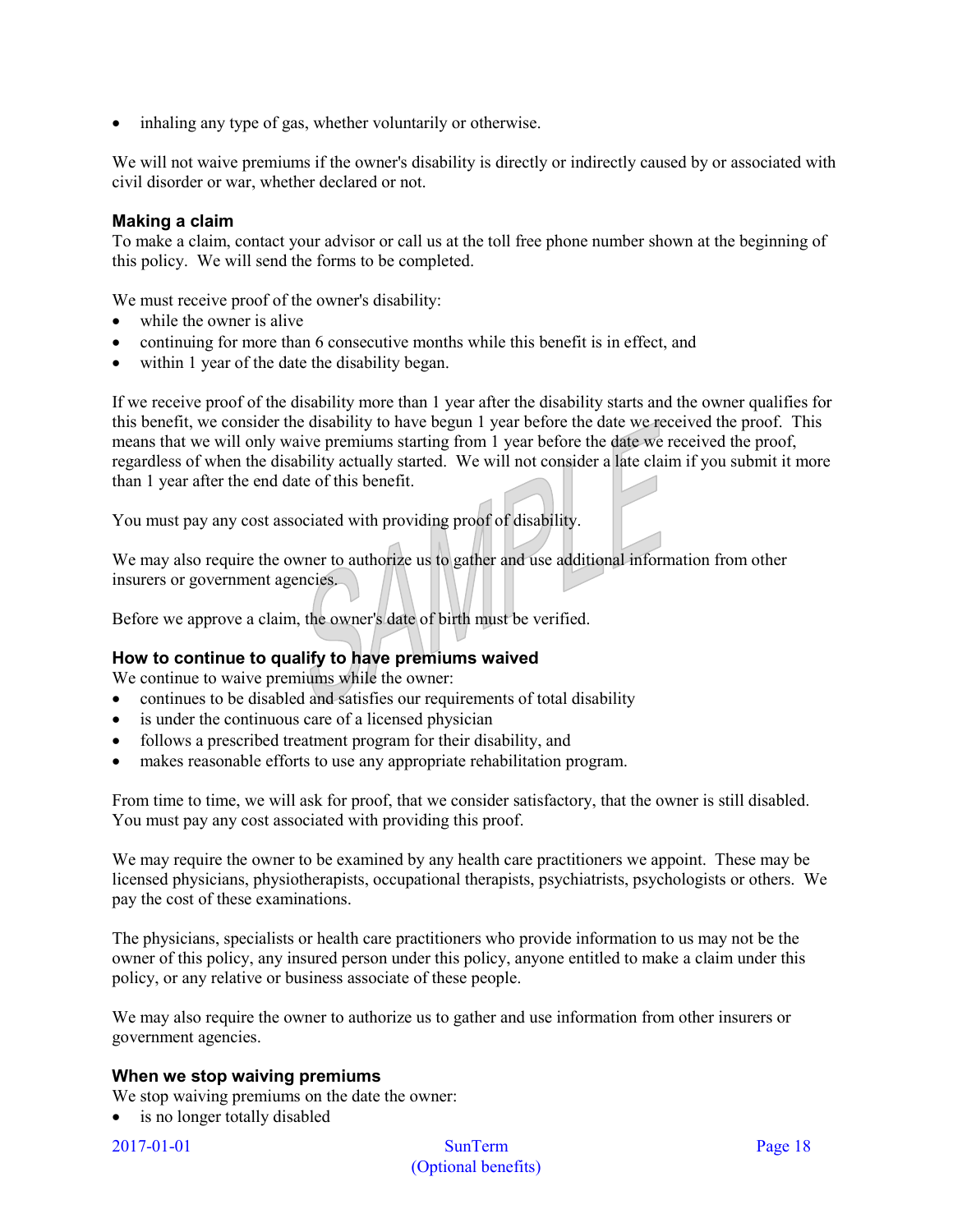- inhaling any type of gas, whether voluntarily or otherwise.

We will not waive premiums if the owner's disability is directly or indirectly caused by or associated with civil disorder or war, whether declared or not.

### Making a claim

To make a claim, contact your advisor or call us at the toll free phone number shown at the beginning of this policy. We will send the forms to be completed.

We must receive proof of the owner's disability:

- while the owner is alive
- continuing for more than 6 consecutive months while this benefit is in effect, and
- within 1 year of the date the disability began.

If we receive proof of the disability more than 1 year after the disability starts and the owner qualifies for this benefit, we consider the disability to have begun 1 year before the date we received the proof. This means that we will only waive premiums starting from 1 year before the date we received the proof, regardless of when the disability actually started. We will not consider a late claim if you submit it more than 1 year after the end date of this benefit.

You must pay any cost associated with providing proof of disability.

We may also require the owner to authorize us to gather and use additional information from other insurers or government agencies.

Before we approve a claim, the owner's date of birth must be verified.

### How to continue to qualify to have premiums waived

We continue to waive premiums while the owner:

- continues to be disabled and satisfies our requirements of total disability
- is under the continuous care of a licensed physician
- follows a prescribed treatment program for their disability, and
- makes reasonable efforts to use any appropriate rehabilitation program.

From time to time, we will ask for proof, that we consider satisfactory, that the owner is still disabled. You must pay any cost associated with providing this proof.

We may require the owner to be examined by any health care practitioners we appoint. These may be licensed physicians, physiotherapists, occupational therapists, psychiatrists, psychologists or others. We pay the cost of these examinations.

The physicians, specialists or health care practitioners who provide information to us may not be the owner of this policy, any insured person under this policy, anyone entitled to make a claim under this policy, or any relative or business associate of these people.

We may also require the owner to authorize us to gather and use information from other insurers or government agencies.

### When we stop waiving premiums

We stop waiving premiums on the date the owner:

- is no longer totally disabled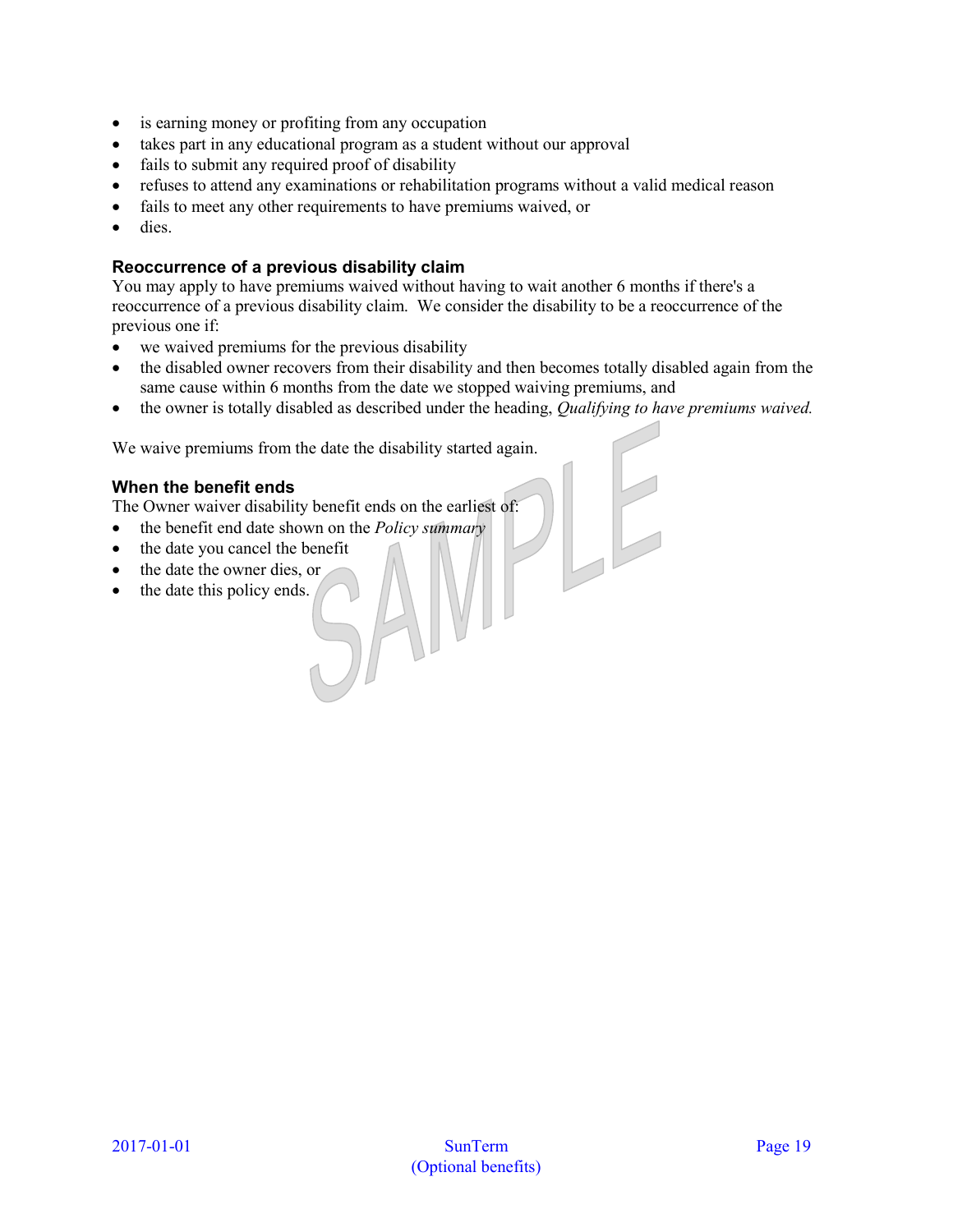- is earning money or profiting from any occupation
- takes part in any educational program as a student without our approval
- fails to submit any required proof of disability
- refuses to attend any examinations or rehabilitation programs without a valid medical reason
- fails to meet any other requirements to have premiums waived, or
- dies.

### Reoccurrence of a previous disability claim

You may apply to have premiums waived without having to wait another 6 months if there's a reoccurrence of a previous disability claim. We consider the disability to be a reoccurrence of the previous one if:

- we waived premiums for the previous disability
- the disabled owner recovers from their disability and then becomes totally disabled again from the same cause within 6 months from the date we stopped waiving premiums, and
- the owner is totally disabled as described under the heading, *Qualifying to have premiums waived.*

We waive premiums from the date the disability started again.

### When the benefit ends

The Owner waiver disability benefit ends on the earliest of:

- the benefit end date shown on the *Policy summary*
- the date you cancel the benefit
- the date the owner dies, or
- the date this policy ends.